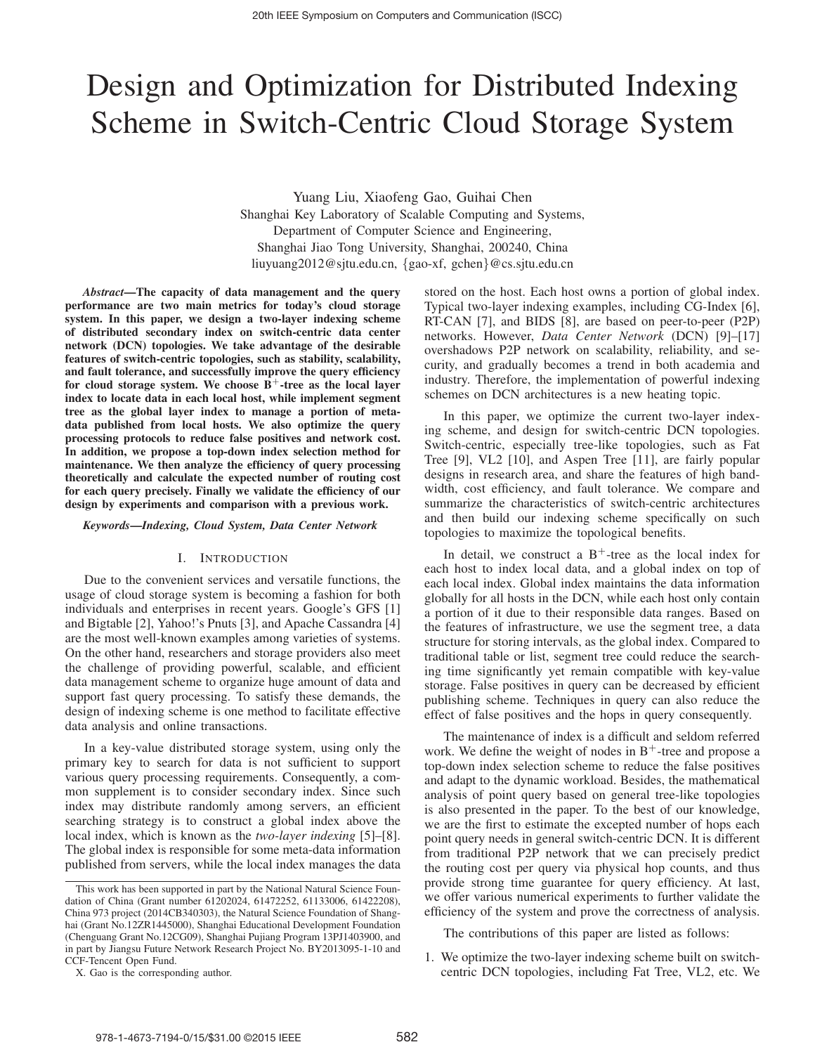# Design and Optimization for Distributed Indexing Scheme in Switch-Centric Cloud Storage System

Yuang Liu, Xiaofeng Gao, Guihai Chen
Shanghai Key Laboratory of Scalable Computing and Systems,
Department of Computer Science and Engineering,
Shanghai Jiao Tong University, Shanghai, 200240, China
liuyuang2012@sjtu.edu.cn, {gao-xf, gchen}@cs.sjtu.edu.cn

***Abstract*—The capacity of data management and the query performance are two main metrics for today's cloud storage system. In this paper, we design a two-layer indexing scheme of distributed secondary index on switch-centric data center network (DCN) topologies. We take advantage of the desirable features of switch-centric topologies, such as stability, scalability, and fault tolerance, and successfully improve the query efficiency for cloud storage system. We choose $B^+$-tree as the local layer index to locate data in each local host, while implement segment tree as the global layer index to manage a portion of meta-data published from local hosts. We also optimize the query processing protocols to reduce false positives and network cost. In addition, we propose a top-down index selection method for maintenance. We then analyze the efficiency of query processing theoretically and calculate the expected number of routing cost for each query precisely. Finally we validate the efficiency of our design by experiments and comparison with a previous work.**

***Keywords*—Indexing, Cloud System, Data Center Network**

## I. Introduction

Due to the convenient services and versatile functions, the usage of cloud storage system is becoming a fashion for both individuals and enterprises in recent years. Google's GFS [1] and Bigtable [2], Yahoo!'s Pnuts [3], and Apache Cassandra [4] are the most well-known examples among varieties of systems. On the other hand, researchers and storage providers also meet the challenge of providing powerful, scalable, and efficient data management scheme to organize huge amount of data and support fast query processing. To satisfy these demands, the design of indexing scheme is one method to facilitate effective data analysis and online transactions.

In a key-value distributed storage system, using only the primary key to search for data is not sufficient to support various query processing requirements. Consequently, a common supplement is to consider secondary index. Since such index may distribute randomly among servers, an efficient searching strategy is to construct a global index above the local index, which is known as the *two-layer indexing* [5]–[8]. The global index is responsible for some meta-data information published from servers, while the local index manages the data stored on the host. Each host owns a portion of global index. Typical two-layer indexing examples, including CG-Index [6], RT-CAN [7], and BIDS [8], are based on peer-to-peer (P2P) networks. However, *Data Center Network* (DCN) [9]–[17] overshadows P2P network on scalability, reliability, and security, and gradually becomes a trend in both academia and industry. Therefore, the implementation of powerful indexing schemes on DCN architectures is a new heating topic.

In this paper, we optimize the current two-layer indexing scheme, and design for switch-centric DCN topologies. Switch-centric, especially tree-like topologies, such as Fat Tree [9], VL2 [10], and Aspen Tree [11], are fairly popular designs in research area, and share the features of high bandwidth, cost efficiency, and fault tolerance. We compare and summarize the characteristics of switch-centric architectures and then build our indexing scheme specifically on such topologies to maximize the topological benefits.

In detail, we construct a $B^+$-tree as the local index for each host to index local data, and a global index on top of each local index. Global index maintains the data information globally for all hosts in the DCN, while each host only contain a portion of it due to their responsible data ranges. Based on the features of infrastructure, we use the segment tree, a data structure for storing intervals, as the global index. Compared to traditional table or list, segment tree could reduce the searching time significantly yet remain compatible with key-value storage. False positives in query can be decreased by efficient publishing scheme. Techniques in query can also reduce the effect of false positives and the hops in query consequently.

The maintenance of index is a difficult and seldom referred work. We define the weight of nodes in $B^+$-tree and propose a top-down index selection scheme to reduce the false positives and adapt to the dynamic workload. Besides, the mathematical analysis of point query based on general tree-like topologies is also presented in the paper. To the best of our knowledge, we are the first to estimate the excepted number of hops each point query needs in general switch-centric DCN. It is different from traditional P2P network that we can precisely predict the routing cost per query via physical hop counts, and thus provide strong time guarantee for query efficiency. At last, we offer various numerical experiments to further validate the efficiency of the system and prove the correctness of analysis.

The contributions of this paper are listed as follows:

1. We optimize the two-layer indexing scheme built on switch-centric DCN topologies, including Fat Tree, VL2, etc. We

---

This work has been supported in part by the National Natural Science Foundation of China (Grant number 61202024, 61472252, 61133006, 61422208), China 973 project (2014CB340303), the Natural Science Foundation of Shanghai (Grant No.12ZR1445000), Shanghai Educational Development Foundation (Chenguang Grant No.12CG09), Shanghai Pujiang Program 13PJ1403900, and in part by Jiangsu Future Network Research Project No. BY2013095-1-10 and CCF-Tencent Open Fund.

X. Gao is the corresponding author.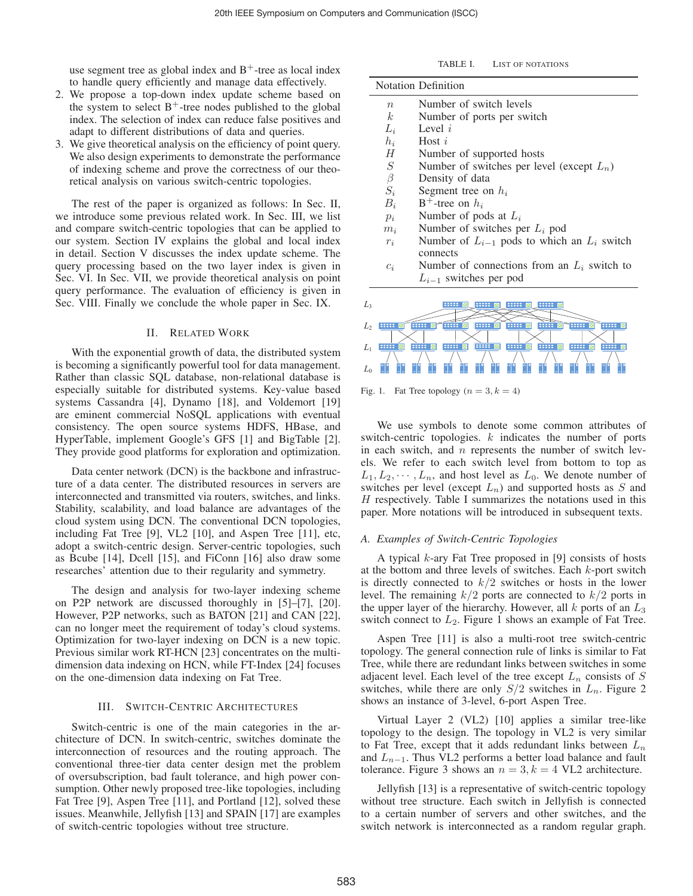use segment tree as global index and B$^+$-tree as local index to handle query efficiently and manage data effectively.

2. We propose a top-down index update scheme based on the system to select B$^+$-tree nodes published to the global index. The selection of index can reduce false positives and adapt to different distributions of data and queries.
3. We give theoretical analysis on the efficiency of point query. We also design experiments to demonstrate the performance of indexing scheme and prove the correctness of our theoretical analysis on various switch-centric topologies.

The rest of the paper is organized as follows: In Sec. II, we introduce some previous related work. In Sec. III, we list and compare switch-centric topologies that can be applied to our system. Section IV explains the global and local index in detail. Section V discusses the index update scheme. The query processing based on the two layer index is given in Sec. VI. In Sec. VII, we provide theoretical analysis on point query performance. The evaluation of efficiency is given in Sec. VIII. Finally we conclude the whole paper in Sec. IX.

## II. Related Work

With the exponential growth of data, the distributed system is becoming a significantly powerful tool for data management. Rather than classic SQL database, non-relational database is especially suitable for distributed systems. Key-value based systems Cassandra [4], Dynamo [18], and Voldemort [19] are eminent commercial NoSQL applications with eventual consistency. The open source systems HDFS, HBase, and HyperTable, implement Google's GFS [1] and BigTable [2]. They provide good platforms for exploration and optimization.

Data center network (DCN) is the backbone and infrastructure of a data center. The distributed resources in servers are interconnected and transmitted via routers, switches, and links. Stability, scalability, and load balance are advantages of the cloud system using DCN. The conventional DCN topologies, including Fat Tree [9], VL2 [10], and Aspen Tree [11], etc, adopt a switch-centric design. Server-centric topologies, such as Bcube [14], Dcell [15], and FiConn [16] also draw some researchers' attention due to their regularity and symmetry.

The design and analysis for two-layer indexing scheme on P2P network are discussed thoroughly in [5]–[7], [20]. However, P2P networks, such as BATON [21] and CAN [22], can no longer meet the requirement of today's cloud systems. Optimization for two-layer indexing on DCN is a new topic. Previous similar work RT-HCN [23] concentrates on the multi-dimension data indexing on HCN, while FT-Index [24] focuses on the one-dimension data indexing on Fat Tree.

## III. Switch-Centric Architectures

Switch-centric is one of the main categories in the architecture of DCN. In switch-centric, switches dominate the interconnection of resources and the routing approach. The conventional three-tier data center design met the problem of oversubscription, bad fault tolerance, and high power consumption. Other newly proposed tree-like topologies, including Fat Tree [9], Aspen Tree [11], and Portland [12], solved these issues. Meanwhile, Jellyfish [13] and SPAIN [17] are examples of switch-centric topologies without tree structure.

TABLE I. List of Notations

| Notation | Definition |
|---|---|
| $n$ | Number of switch levels |
| $k$ | Number of ports per switch |
| $L_i$ | Level $i$ |
| $h_i$ | Host $i$ |
| $H$ | Number of supported hosts |
| $S$ | Number of switches per level (except $L_n$) |
| $\beta$ | Density of data |
| $S_i$ | Segment tree on $h_i$ |
| $B_i$ | B$^+$-tree on $h_i$ |
| $p_i$ | Number of pods at $L_i$ |
| $m_i$ | Number of switches per $L_i$ pod |
| $r_i$ | Number of $L_{i-1}$ pods to which an $L_i$ switch connects |
| $c_i$ | Number of connections from an $L_i$ switch to $L_{i-1}$ switches per pod |

Fig. 1. Fat Tree topology ($n = 3, k = 4$)

We use symbols to denote some common attributes of switch-centric topologies. $k$ indicates the number of ports in each switch, and $n$ represents the number of switch levels. We refer to each switch level from bottom to top as $L_1, L_2, \cdots, L_n$, and host level as $L_0$. We denote number of switches per level (except $L_n$) and supported hosts as $S$ and $H$ respectively. Table I summarizes the notations used in this paper. More notations will be introduced in subsequent texts.

### A. Examples of Switch-Centric Topologies

A typical $k$-ary Fat Tree proposed in [9] consists of hosts at the bottom and three levels of switches. Each $k$-port switch is directly connected to $k/2$ switches or hosts in the lower level. The remaining $k/2$ ports are connected to $k/2$ ports in the upper layer of the hierarchy. However, all $k$ ports of an $L_3$ switch connect to $L_2$. Figure 1 shows an example of Fat Tree.

Aspen Tree [11] is also a multi-root tree switch-centric topology. The general connection rule of links is similar to Fat Tree, while there are redundant links between switches in some adjacent level. Each level of the tree except $L_n$ consists of $S$ switches, while there are only $S/2$ switches in $L_n$. Figure 2 shows an instance of 3-level, 6-port Aspen Tree.

Virtual Layer 2 (VL2) [10] applies a similar tree-like topology to the design. The topology in VL2 is very similar to Fat Tree, except that it adds redundant links between $L_n$ and $L_{n-1}$. Thus VL2 performs a better load balance and fault tolerance. Figure 3 shows an $n = 3, k = 4$ VL2 architecture.

Jellyfish [13] is a representative of switch-centric topology without tree structure. Each switch in Jellyfish is connected to a certain number of servers and other switches, and the switch network is interconnected as a random regular graph.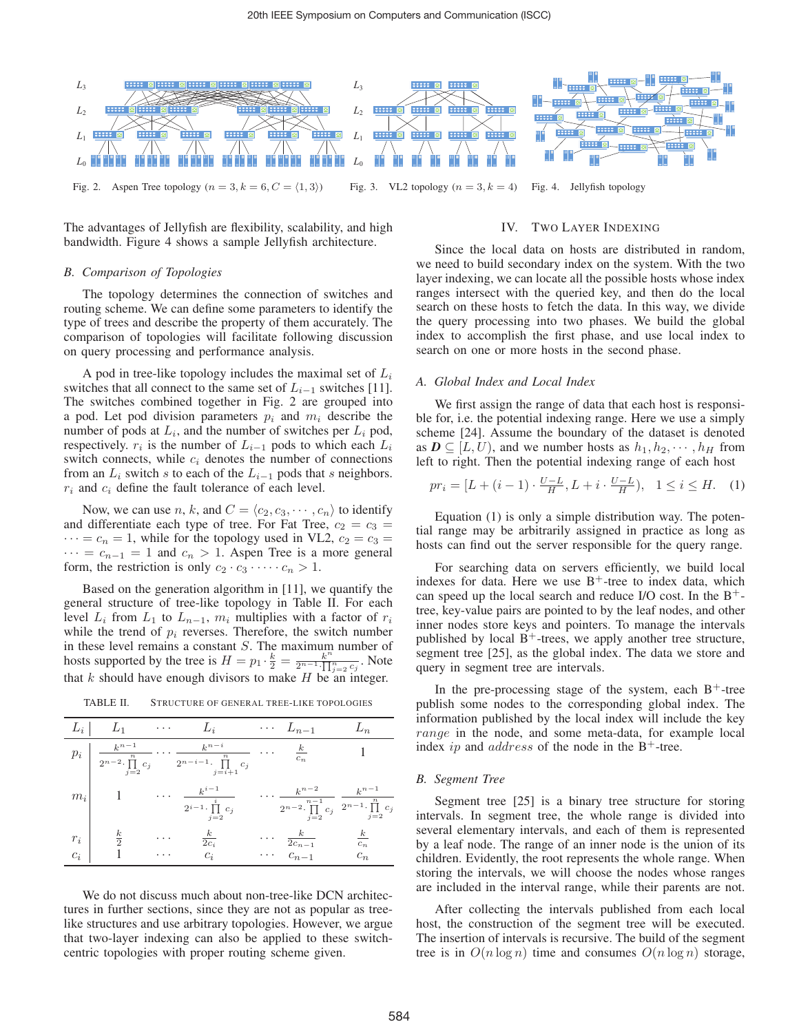Fig. 2. Aspen Tree topology ($n = 3, k = 6, C = \langle 1, 3 \rangle$)

Fig. 3. VL2 topology ($n = 3, k = 4$)

Fig. 4. Jellyfish topology

The advantages of Jellyfish are flexibility, scalability, and high bandwidth. Figure 4 shows a sample Jellyfish architecture.

### B. Comparison of Topologies

The topology determines the connection of switches and routing scheme. We can define some parameters to identify the type of trees and describe the property of them accurately. The comparison of topologies will facilitate following discussion on query processing and performance analysis.

A pod in tree-like topology includes the maximal set of $L_i$ switches that all connect to the same set of $L_{i-1}$ switches [11]. The switches combined together in Fig. 2 are grouped into a pod. Let pod division parameters $p_i$ and $m_i$ describe the number of pods at $L_i$, and the number of switches per $L_i$ pod, respectively. $r_i$ is the number of $L_{i-1}$ pods to which each $L_i$ switch connects, while $c_i$ denotes the number of connections from an $L_i$ switch $s$ to each of the $L_{i-1}$ pods that $s$ neighbors. $r_i$ and $c_i$ define the fault tolerance of each level.

Now, we can use $n$, $k$, and $C = \langle c_2, c_3, \cdots, c_n \rangle$ to identify and differentiate each type of tree. For Fat Tree, $c_2 = c_3 = \cdots = c_n = 1$, while for the topology used in VL2, $c_2 = c_3 = \cdots = c_{n-1} = 1$ and $c_n > 1$. Aspen Tree is a more general form, the restriction is only $c_2 \cdot c_3 \cdot \cdots \cdot c_n > 1$.

Based on the generation algorithm in [11], we quantify the general structure of tree-like topology in Table II. For each level $L_i$ from $L_1$ to $L_{n-1}$, $m_i$ multiplies with a factor of $r_i$ while the trend of $p_i$ reverses. Therefore, the switch number in these level remains a constant $S$. The maximum number of hosts supported by the tree is $H = p_1 \cdot \frac{k}{2} = \frac{k^n}{2^{n-1} \cdot \prod_{j=2}^{n} c_j}$. Note that $k$ should have enough divisors to make $H$ be an integer.

TABLE II. Structure of general tree-like topologies

| $L_i$ | $L_1$ | $\cdots$ | $L_i$ | $\cdots$ | $L_{n-1}$ | $L_n$ |
|---|---|---|---|---|---|---|
| $p_i$ | $\frac{k^{n-1}}{2^{n-2} \cdot \prod_{j=2}^{n} c_j}$ | $\cdots$ | $\frac{k^{n-i}}{2^{n-i-1} \cdot \prod_{j=i+1}^{n} c_j}$ | $\cdots$ | $\frac{k}{c_n}$ | 1 |
| $m_i$ | 1 | $\cdots$ | $\frac{k^{i-1}}{2^{i-1} \cdot \prod_{j=2}^{i} c_j}$ | $\cdots$ | $\frac{k^{n-2}}{2^{n-2} \cdot \prod_{j=2}^{n-1} c_j}$ | $\frac{k^{n-1}}{2^{n-1} \cdot \prod_{j=2}^{n} c_j}$ |
| $r_i$ | $\frac{k}{2}$ | $\cdots$ | $\frac{k}{2c_i}$ | $\cdots$ | $\frac{k}{2c_{n-1}}$ | $\frac{k}{c_n}$ |
| $c_i$ | 1 | $\cdots$ | $c_i$ | $\cdots$ | $c_{n-1}$ | $c_n$ |

We do not discuss much about non-tree-like DCN architectures in further sections, since they are not as popular as tree-like structures and use arbitrary topologies. However, we argue that two-layer indexing can also be applied to these switch-centric topologies with proper routing scheme given.

## IV. Two Layer Indexing

Since the local data on hosts are distributed in random, we need to build secondary index on the system. With the two layer indexing, we can locate all the possible hosts whose index ranges intersect with the queried key, and then do the local search on these hosts to fetch the data. In this way, we divide the query processing into two phases. We build the global index to accomplish the first phase, and use local index to search on one or more hosts in the second phase.

### A. Global Index and Local Index

We first assign the range of data that each host is responsible for, i.e. the potential indexing range. Here we use a simply scheme [24]. Assume the boundary of the dataset is denoted as $\boldsymbol{D} \subseteq [L, U)$, and we number hosts as $h_1, h_2, \cdots, h_H$ from left to right. Then the potential indexing range of each host

$$pr_i = [L + (i-1) \cdot \tfrac{U-L}{H}, L + i \cdot \tfrac{U-L}{H}), \quad 1 \leq i \leq H. \quad (1)$$

Equation (1) is only a simple distribution way. The potential range may be arbitrarily assigned in practice as long as hosts can find out the server responsible for the query range.

For searching data on servers efficiently, we build local indexes for data. Here we use $\text{B}^+$-tree to index data, which can speed up the local search and reduce I/O cost. In the $\text{B}^+$-tree, key-value pairs are pointed to by the leaf nodes, and other inner nodes store keys and pointers. To manage the intervals published by local $\text{B}^+$-trees, we apply another tree structure, segment tree [25], as the global index. The data we store and query in segment tree are intervals.

In the pre-processing stage of the system, each $\text{B}^+$-tree publish some nodes to the corresponding global index. The information published by the local index will include the key *range* in the node, and some meta-data, for example local index *ip* and *address* of the node in the $\text{B}^+$-tree.

### B. Segment Tree

Segment tree [25] is a binary tree structure for storing intervals. In segment tree, the whole range is divided into several elementary intervals, and each of them is represented by a leaf node. The range of an inner node is the union of its children. Evidently, the root represents the whole range. When storing the intervals, we will choose the nodes whose ranges are included in the interval range, while their parents are not.

After collecting the intervals published from each local host, the construction of the segment tree will be executed. The insertion of intervals is recursive. The build of the segment tree is in $O(n \log n)$ time and consumes $O(n \log n)$ storage,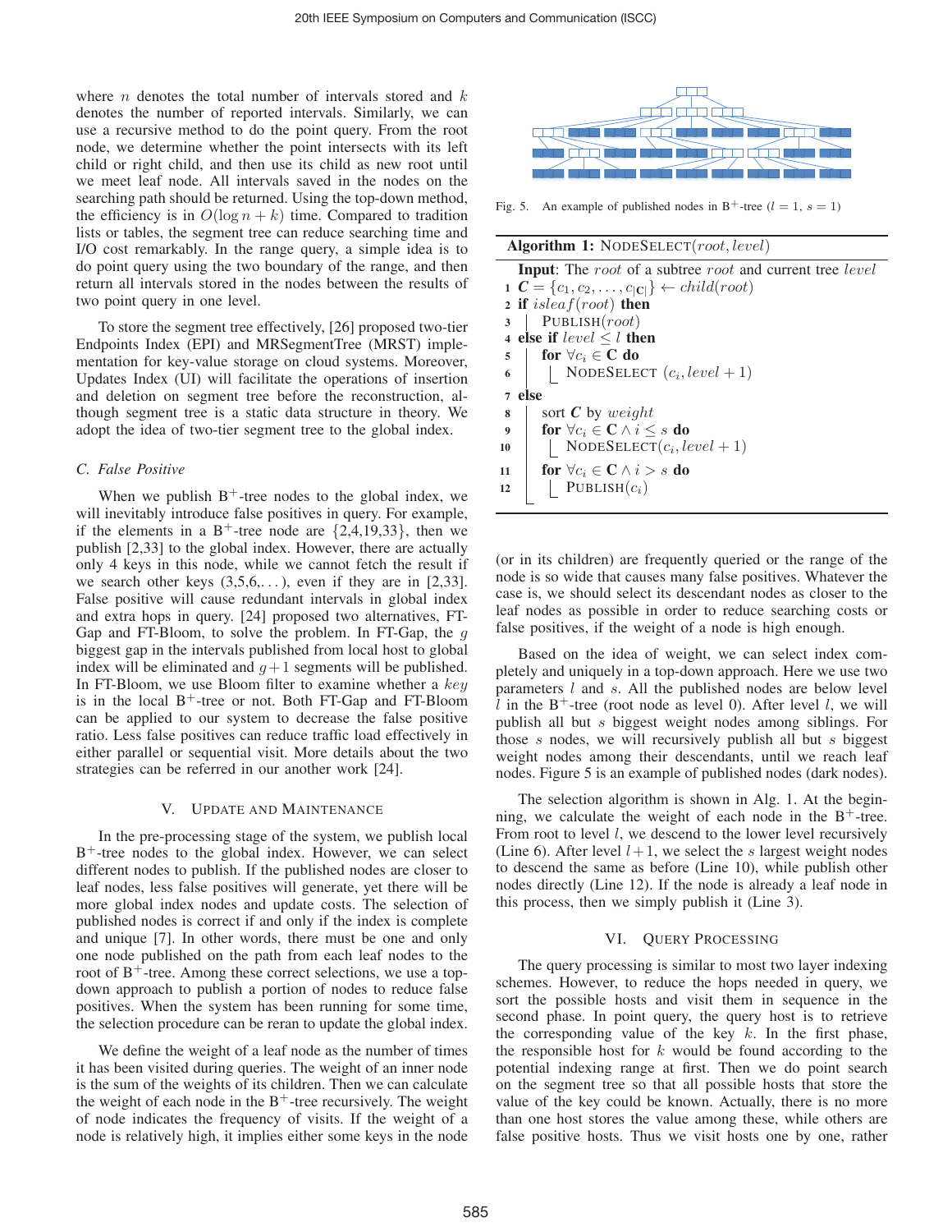where $n$ denotes the total number of intervals stored and $k$ denotes the number of reported intervals. Similarly, we can use a recursive method to do the point query. From the root node, we determine whether the point intersects with its left child or right child, and then use its child as new root until we meet leaf node. All intervals saved in the nodes on the searching path should be returned. Using the top-down method, the efficiency is in $O(\log n + k)$ time. Compared to tradition lists or tables, the segment tree can reduce searching time and I/O cost remarkably. In the range query, a simple idea is to do point query using the two boundary of the range, and then return all intervals stored in the nodes between the results of two point query in one level.

To store the segment tree effectively, [26] proposed two-tier Endpoints Index (EPI) and MRSegmentTree (MRST) implementation for key-value storage on cloud systems. Moreover, Updates Index (UI) will facilitate the operations of insertion and deletion on segment tree before the reconstruction, although segment tree is a static data structure in theory. We adopt the idea of two-tier segment tree to the global index.

### C. False Positive

When we publish B$^+$-tree nodes to the global index, we will inevitably introduce false positives in query. For example, if the elements in a B$^+$-tree node are {2,4,19,33}, then we publish [2,33] to the global index. However, there are actually only 4 keys in this node, while we cannot fetch the result if we search other keys (3,5,6,...), even if they are in [2,33]. False positive will cause redundant intervals in global index and extra hops in query. [24] proposed two alternatives, FT-Gap and FT-Bloom, to solve the problem. In FT-Gap, the $g$ biggest gap in the intervals published from local host to global index will be eliminated and $g+1$ segments will be published. In FT-Bloom, we use Bloom filter to examine whether a $key$ is in the local B$^+$-tree or not. Both FT-Gap and FT-Bloom can be applied to our system to decrease the false positive ratio. Less false positives can reduce traffic load effectively in either parallel or sequential visit. More details about the two strategies can be referred in our another work [24].

## V. Update and Maintenance

In the pre-processing stage of the system, we publish local B$^+$-tree nodes to the global index. However, we can select different nodes to publish. If the published nodes are closer to leaf nodes, less false positives will generate, yet there will be more global index nodes and update costs. The selection of published nodes is correct if and only if the index is complete and unique [7]. In other words, there must be one and only one node published on the path from each leaf nodes to the root of B$^+$-tree. Among these correct selections, we use a top-down approach to publish a portion of nodes to reduce false positives. When the system has been running for some time, the selection procedure can be reran to update the global index.

We define the weight of a leaf node as the number of times it has been visited during queries. The weight of an inner node is the sum of the weights of its children. Then we can calculate the weight of each node in the B$^+$-tree recursively. The weight of node indicates the frequency of visits. If the weight of a node is relatively high, it implies either some keys in the node (or in its children) are frequently queried or the range of the node is so wide that causes many false positives. Whatever the case is, we should select its descendant nodes as closer to the leaf nodes as possible in order to reduce searching costs or false positives, if the weight of a node is high enough.

Fig. 5. An example of published nodes in B$^+$-tree ($l = 1$, $s = 1$)

**Algorithm 1:** NodeSelect($root, level$)

```
Input: The root of a subtree root and current tree level
1  C = {c_1, c_2, ..., c_|C|} ← child(root)
2  if isleaf(root) then
3  |  Publish(root)
4  else if level ≤ l then
5  |  for ∀c_i ∈ C do
6  |  |  NodeSelect (c_i, level + 1)
7  else
8  |  sort C by weight
9  |  for ∀c_i ∈ C ∧ i ≤ s do
10 |  |  NodeSelect(c_i, level + 1)
11 |  for ∀c_i ∈ C ∧ i > s do
12 |  |  Publish(c_i)
```

Based on the idea of weight, we can select index completely and uniquely in a top-down approach. Here we use two parameters $l$ and $s$. All the published nodes are below level $l$ in the B$^+$-tree (root node as level 0). After level $l$, we will publish all but $s$ biggest weight nodes among siblings. For those $s$ nodes, we will recursively publish all but $s$ biggest weight nodes among their descendants, until we reach leaf nodes. Figure 5 is an example of published nodes (dark nodes).

The selection algorithm is shown in Alg. 1. At the beginning, we calculate the weight of each node in the B$^+$-tree. From root to level $l$, we descend to the lower level recursively (Line 6). After level $l+1$, we select the $s$ largest weight nodes to descend the same as before (Line 10), while publish other nodes directly (Line 12). If the node is already a leaf node in this process, then we simply publish it (Line 3).

## VI. Query Processing

The query processing is similar to most two layer indexing schemes. However, to reduce the hops needed in query, we sort the possible hosts and visit them in sequence in the second phase. In point query, the query host is to retrieve the corresponding value of the key $k$. In the first phase, the responsible host for $k$ would be found according to the potential indexing range at first. Then we do point search on the segment tree so that all possible hosts that store the value of the key could be known. Actually, there is no more than one host stores the value among these, while others are false positive hosts. Thus we visit hosts one by one, rather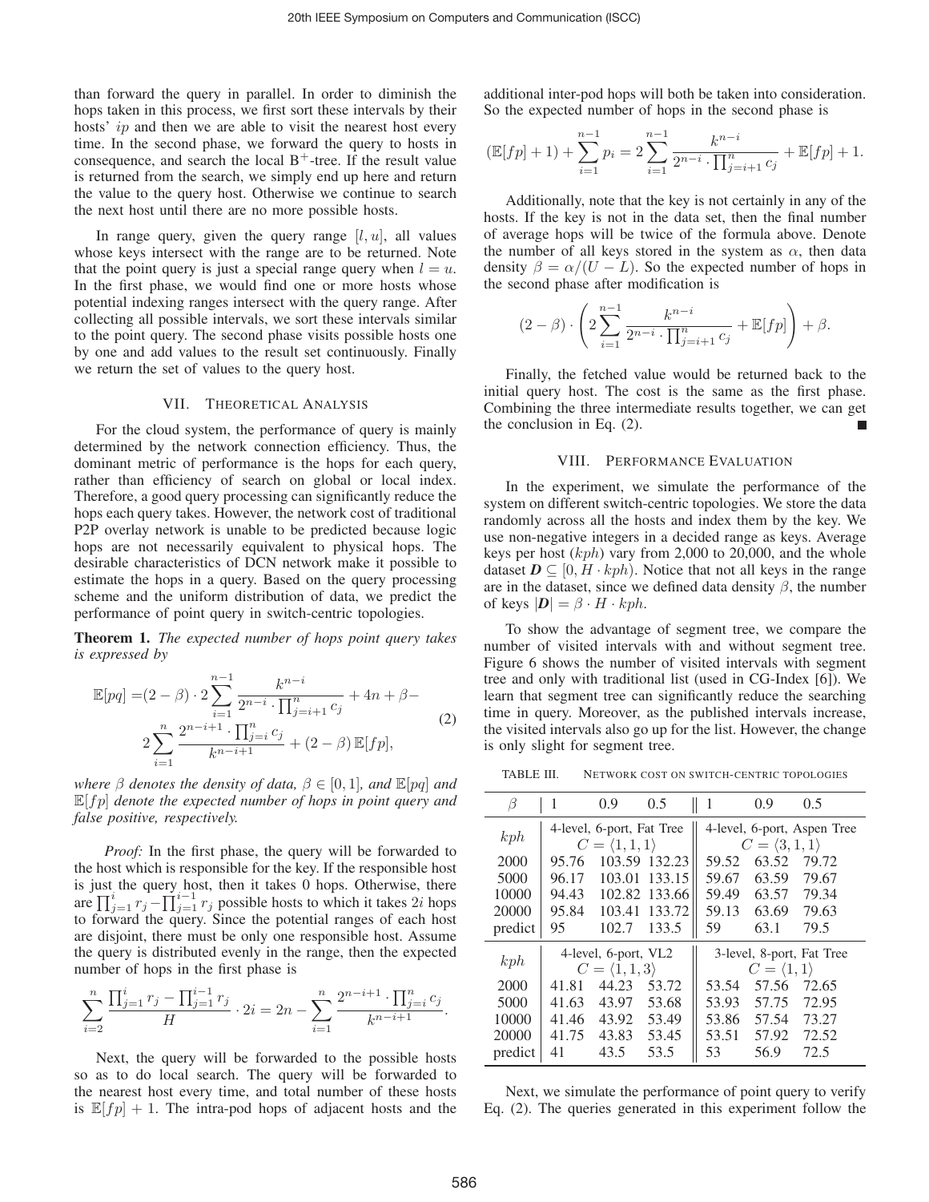than forward the query in parallel. In order to diminish the hops taken in this process, we first sort these intervals by their hosts' $ip$ and then we are able to visit the nearest host every time. In the second phase, we forward the query to hosts in consequence, and search the local $B^+$-tree. If the result value is returned from the search, we simply end up here and return the value to the query host. Otherwise we continue to search the next host until there are no more possible hosts.

In range query, given the query range $[l, u]$, all values whose keys intersect with the range are to be returned. Note that the point query is just a special range query when $l = u$. In the first phase, we would find one or more hosts whose potential indexing ranges intersect with the query range. After collecting all possible intervals, we sort these intervals similar to the point query. The second phase visits possible hosts one by one and add values to the result set continuously. Finally we return the set of values to the query host.

## VII. Theoretical Analysis

For the cloud system, the performance of query is mainly determined by the network connection efficiency. Thus, the dominant metric of performance is the hops for each query, rather than efficiency of search on global or local index. Therefore, a good query processing can significantly reduce the hops each query takes. However, the network cost of traditional P2P overlay network is unable to be predicted because logic hops are not necessarily equivalent to physical hops. The desirable characteristics of DCN network make it possible to estimate the hops in a query. Based on the query processing scheme and the uniform distribution of data, we predict the performance of point query in switch-centric topologies.

**Theorem 1.** *The expected number of hops point query takes is expressed by*

$$\begin{aligned}\mathbb{E}[pq] =& (2-\beta)\cdot 2\sum_{i=1}^{n-1}\frac{k^{n-i}}{2^{n-i}\cdot\prod_{j=i+1}^{n}c_j}+4n+\beta- \\ & 2\sum_{i=1}^{n}\frac{2^{n-i+1}\cdot\prod_{j=i}^{n}c_j}{k^{n-i+1}}+(2-\beta)\,\mathbb{E}[fp],\end{aligned} \tag{2}$$

*where $\beta$ denotes the density of data, $\beta \in [0, 1]$, and $\mathbb{E}[pq]$ and $\mathbb{E}[fp]$ denote the expected number of hops in point query and false positive, respectively.*

*Proof:* In the first phase, the query will be forwarded to the host which is responsible for the key. If the responsible host is just the query host, then it takes 0 hops. Otherwise, there are $\prod_{j=1}^{i} r_j - \prod_{j=1}^{i-1} r_j$ possible hosts to which it takes $2i$ hops to forward the query. Since the potential ranges of each host are disjoint, there must be only one responsible host. Assume the query is distributed evenly in the range, then the expected number of hops in the first phase is

$$\sum_{i=2}^{n}\frac{\prod_{j=1}^{i}r_j-\prod_{j=1}^{i-1}r_j}{H}\cdot 2i = 2n-\sum_{i=1}^{n}\frac{2^{n-i+1}\cdot\prod_{j=i}^{n}c_j}{k^{n-i+1}}.$$

Next, the query will be forwarded to the possible hosts so as to do local search. The query will be forwarded to the nearest host every time, and total number of these hosts is $\mathbb{E}[fp] + 1$. The intra-pod hops of adjacent hosts and the additional inter-pod hops will both be taken into consideration. So the expected number of hops in the second phase is

$$(\mathbb{E}[fp]+1)+\sum_{i=1}^{n-1}p_i = 2\sum_{i=1}^{n-1}\frac{k^{n-i}}{2^{n-i}\cdot\prod_{j=i+1}^{n}c_j}+\mathbb{E}[fp]+1.$$

Additionally, note that the key is not certainly in any of the hosts. If the key is not in the data set, then the final number of average hops will be twice of the formula above. Denote the number of all keys stored in the system as $\alpha$, then data density $\beta = \alpha/(U - L)$. So the expected number of hops in the second phase after modification is

$$(2-\beta)\cdot\left(2\sum_{i=1}^{n-1}\frac{k^{n-i}}{2^{n-i}\cdot\prod_{j=i+1}^{n}c_j}+\mathbb{E}[fp]\right)+\beta.$$

Finally, the fetched value would be returned back to the initial query host. The cost is the same as the first phase. Combining the three intermediate results together, we can get the conclusion in Eq. (2). ■

## VIII. Performance Evaluation

In the experiment, we simulate the performance of the system on different switch-centric topologies. We store the data randomly across all the hosts and index them by the key. We use non-negative integers in a decided range as keys. Average keys per host ($kph$) vary from 2,000 to 20,000, and the whole dataset $\boldsymbol{D} \subseteq [0, H \cdot kph)$. Notice that not all keys in the range are in the dataset, since we defined data density $\beta$, the number of keys $|\boldsymbol{D}| = \beta \cdot H \cdot kph$.

To show the advantage of segment tree, we compare the number of visited intervals with and without segment tree. Figure 6 shows the number of visited intervals with segment tree and only with traditional list (used in CG-Index [6]). We learn that segment tree can significantly reduce the searching time in query. Moreover, as the published intervals increase, the visited intervals also go up for the list. However, the change is only slight for segment tree.

TABLE III. Network cost on switch-centric topologies

| $\beta$ | 1 | 0.9 | 0.5 | 1 | 0.9 | 0.5 |
|---|---|---|---|---|---|---|
| $kph$ | 4-level, 6-port, Fat Tree $C = \langle 1, 1, 1\rangle$ | | | 4-level, 6-port, Aspen Tree $C = \langle 3, 1, 1\rangle$ | | |
| 2000 | 95.76 | 103.59 | 132.23 | 59.52 | 63.52 | 79.72 |
| 5000 | 96.17 | 103.01 | 133.15 | 59.67 | 63.59 | 79.67 |
| 10000 | 94.43 | 102.82 | 133.66 | 59.49 | 63.57 | 79.34 |
| 20000 | 95.84 | 103.41 | 133.72 | 59.13 | 63.69 | 79.63 |
| predict | 95 | 102.7 | 133.5 | 59 | 63.1 | 79.5 |
| $kph$ | 4-level, 6-port, VL2 $C = \langle 1, 1, 3\rangle$ | | | 3-level, 8-port, Fat Tree $C = \langle 1, 1\rangle$ | | |
| 2000 | 41.81 | 44.23 | 53.72 | 53.54 | 57.56 | 72.65 |
| 5000 | 41.63 | 43.97 | 53.68 | 53.93 | 57.75 | 72.95 |
| 10000 | 41.46 | 43.92 | 53.49 | 53.86 | 57.54 | 73.27 |
| 20000 | 41.75 | 43.83 | 53.45 | 53.51 | 57.92 | 72.52 |
| predict | 41 | 43.5 | 53.5 | 53 | 56.9 | 72.5 |

Next, we simulate the performance of point query to verify Eq. (2). The queries generated in this experiment follow the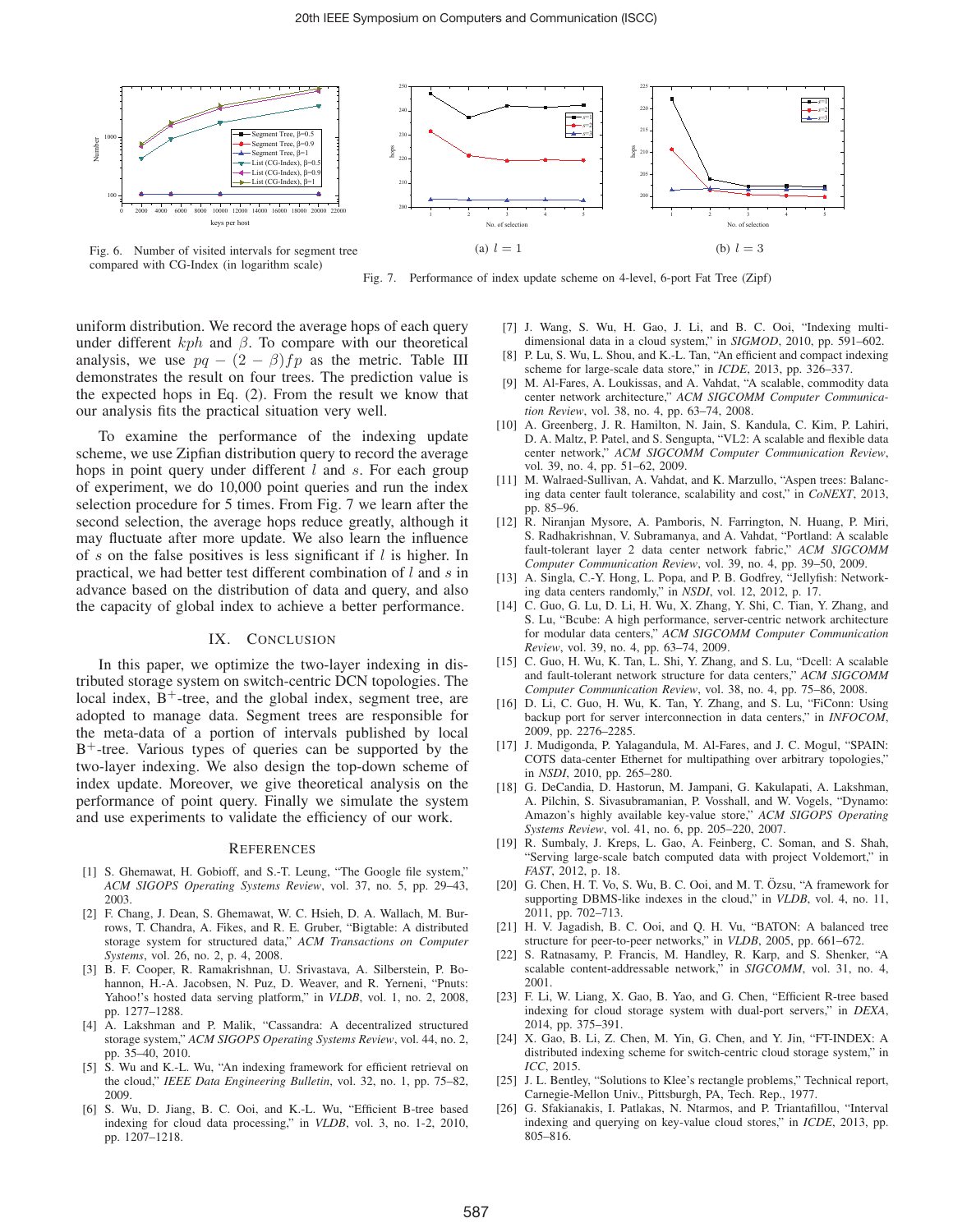Number

1000

100

0 2000 4000 6000 8000 10000 12000 14000 16000 18000 20000 22000

keys per host

Segment Tree, β=0.5
Segment Tree, β=0.9
Segment Tree, β=1
List (CG-Index), β=0.5
List (CG-Index), β=0.9
List (CG-Index), β=1

Fig. 6. Number of visited intervals for segment tree compared with CG-Index (in logarithm scale)

hops

250 240 230 220 210 200

1 2 3 4 5

No. of selection

s=1
s=2
s=3

(a) $l = 1$

hops

225 220 215 210 205 200

1 2 3 4 5

No. of selection

s=1
s=2
s=3

(b) $l = 3$

Fig. 7. Performance of index update scheme on 4-level, 6-port Fat Tree (Zipf)

uniform distribution. We record the average hops of each query under different $kph$ and $\beta$. To compare with our theoretical analysis, we use $pq - (2 - \beta)fp$ as the metric. Table III demonstrates the result on four trees. The prediction value is the expected hops in Eq. (2). From the result we know that our analysis fits the practical situation very well.

To examine the performance of the indexing update scheme, we use Zipfian distribution query to record the average hops in point query under different $l$ and $s$. For each group of experiment, we do 10,000 point queries and run the index selection procedure for 5 times. From Fig. 7 we learn after the second selection, the average hops reduce greatly, although it may fluctuate after more update. We also learn the influence of $s$ on the false positives is less significant if $l$ is higher. In practical, we had better test different combination of $l$ and $s$ in advance based on the distribution of data and query, and also the capacity of global index to achieve a better performance.

## IX. Conclusion

In this paper, we optimize the two-layer indexing in distributed storage system on switch-centric DCN topologies. The local index, $B^+$-tree, and the global index, segment tree, are adopted to manage data. Segment trees are responsible for the meta-data of a portion of intervals published by local $B^+$-tree. Various types of queries can be supported by the two-layer indexing. We also design the top-down scheme of index update. Moreover, we give theoretical analysis on the performance of point query. Finally we simulate the system and use experiments to validate the efficiency of our work.

## References

[1] S. Ghemawat, H. Gobioff, and S.-T. Leung, "The Google file system," *ACM SIGOPS Operating Systems Review*, vol. 37, no. 5, pp. 29–43, 2003.

[2] F. Chang, J. Dean, S. Ghemawat, W. C. Hsieh, D. A. Wallach, M. Burrows, T. Chandra, A. Fikes, and R. E. Gruber, "Bigtable: A distributed storage system for structured data," *ACM Transactions on Computer Systems*, vol. 26, no. 2, p. 4, 2008.

[3] B. F. Cooper, R. Ramakrishnan, U. Srivastava, A. Silberstein, P. Bohannon, H.-A. Jacobsen, N. Puz, D. Weaver, and R. Yerneni, "Pnuts: Yahoo!'s hosted data serving platform," in *VLDB*, vol. 1, no. 2, 2008, pp. 1277–1288.

[4] A. Lakshman and P. Malik, "Cassandra: A decentralized structured storage system," *ACM SIGOPS Operating Systems Review*, vol. 44, no. 2, pp. 35–40, 2010.

[5] S. Wu and K.-L. Wu, "An indexing framework for efficient retrieval on the cloud," *IEEE Data Engineering Bulletin*, vol. 32, no. 1, pp. 75–82, 2009.

[6] S. Wu, D. Jiang, B. C. Ooi, and K.-L. Wu, "Efficient B-tree based indexing for cloud data processing," in *VLDB*, vol. 3, no. 1-2, 2010, pp. 1207–1218.

[7] J. Wang, S. Wu, H. Gao, J. Li, and B. C. Ooi, "Indexing multi-dimensional data in a cloud system," in *SIGMOD*, 2010, pp. 591–602.

[8] P. Lu, S. Wu, L. Shou, and K.-L. Tan, "An efficient and compact indexing scheme for large-scale data store," in *ICDE*, 2013, pp. 326–337.

[9] M. Al-Fares, A. Loukissas, and A. Vahdat, "A scalable, commodity data center network architecture," *ACM SIGCOMM Computer Communication Review*, vol. 38, no. 4, pp. 63–74, 2008.

[10] A. Greenberg, J. R. Hamilton, N. Jain, S. Kandula, C. Kim, P. Lahiri, D. A. Maltz, P. Patel, and S. Sengupta, "VL2: A scalable and flexible data center network," *ACM SIGCOMM Computer Communication Review*, vol. 39, no. 4, pp. 51–62, 2009.

[11] M. Walraed-Sullivan, A. Vahdat, and K. Marzullo, "Aspen trees: Balancing data center fault tolerance, scalability and cost," in *CoNEXT*, 2013, pp. 85–96.

[12] R. Niranjan Mysore, A. Pamboris, N. Farrington, N. Huang, P. Miri, S. Radhakrishnan, V. Subramanya, and A. Vahdat, "Portland: A scalable fault-tolerant layer 2 data center network fabric," *ACM SIGCOMM Computer Communication Review*, vol. 39, no. 4, pp. 39–50, 2009.

[13] A. Singla, C.-Y. Hong, L. Popa, and P. B. Godfrey, "Jellyfish: Networking data centers randomly," in *NSDI*, vol. 12, 2012, p. 17.

[14] C. Guo, G. Lu, D. Li, H. Wu, X. Zhang, Y. Shi, C. Tian, Y. Zhang, and S. Lu, "Bcube: A high performance, server-centric network architecture for modular data centers," *ACM SIGCOMM Computer Communication Review*, vol. 39, no. 4, pp. 63–74, 2009.

[15] C. Guo, H. Wu, K. Tan, L. Shi, Y. Zhang, and S. Lu, "Dcell: A scalable and fault-tolerant network structure for data centers," *ACM SIGCOMM Computer Communication Review*, vol. 38, no. 4, pp. 75–86, 2008.

[16] D. Li, C. Guo, H. Wu, K. Tan, Y. Zhang, and S. Lu, "FiConn: Using backup port for server interconnection in data centers," in *INFOCOM*, 2009, pp. 2276–2285.

[17] J. Mudigonda, P. Yalagandula, M. Al-Fares, and J. C. Mogul, "SPAIN: COTS data-center Ethernet for multipathing over arbitrary topologies," in *NSDI*, 2010, pp. 265–280.

[18] G. DeCandia, D. Hastorun, M. Jampani, G. Kakulapati, A. Lakshman, A. Pilchin, S. Sivasubramanian, P. Vosshall, and W. Vogels, "Dynamo: Amazon's highly available key-value store," *ACM SIGOPS Operating Systems Review*, vol. 41, no. 6, pp. 205–220, 2007.

[19] R. Sumbaly, J. Kreps, L. Gao, A. Feinberg, C. Soman, and S. Shah, "Serving large-scale batch computed data with project Voldemort," in *FAST*, 2012, p. 18.

[20] G. Chen, H. T. Vo, S. Wu, B. C. Ooi, and M. T. Özsu, "A framework for supporting DBMS-like indexes in the cloud," in *VLDB*, vol. 4, no. 11, 2011, pp. 702–713.

[21] H. V. Jagadish, B. C. Ooi, and Q. H. Vu, "BATON: A balanced tree structure for peer-to-peer networks," in *VLDB*, 2005, pp. 661–672.

[22] S. Ratnasamy, P. Francis, M. Handley, R. Karp, and S. Shenker, "A scalable content-addressable network," in *SIGCOMM*, vol. 31, no. 4, 2001.

[23] F. Li, W. Liang, X. Gao, B. Yao, and G. Chen, "Efficient R-tree based indexing for cloud storage system with dual-port servers," in *DEXA*, 2014, pp. 375–391.

[24] X. Gao, B. Li, Z. Chen, M. Yin, G. Chen, and Y. Jin, "FT-INDEX: A distributed indexing scheme for switch-centric cloud storage system," in *ICC*, 2015.

[25] J. L. Bentley, "Solutions to Klee's rectangle problems," Technical report, Carnegie-Mellon Univ., Pittsburgh, PA, Tech. Rep., 1977.

[26] G. Sfakianakis, I. Patlakas, N. Ntarmos, and P. Triantafillou, "Interval indexing and querying on key-value cloud stores," in *ICDE*, 2013, pp. 805–816.